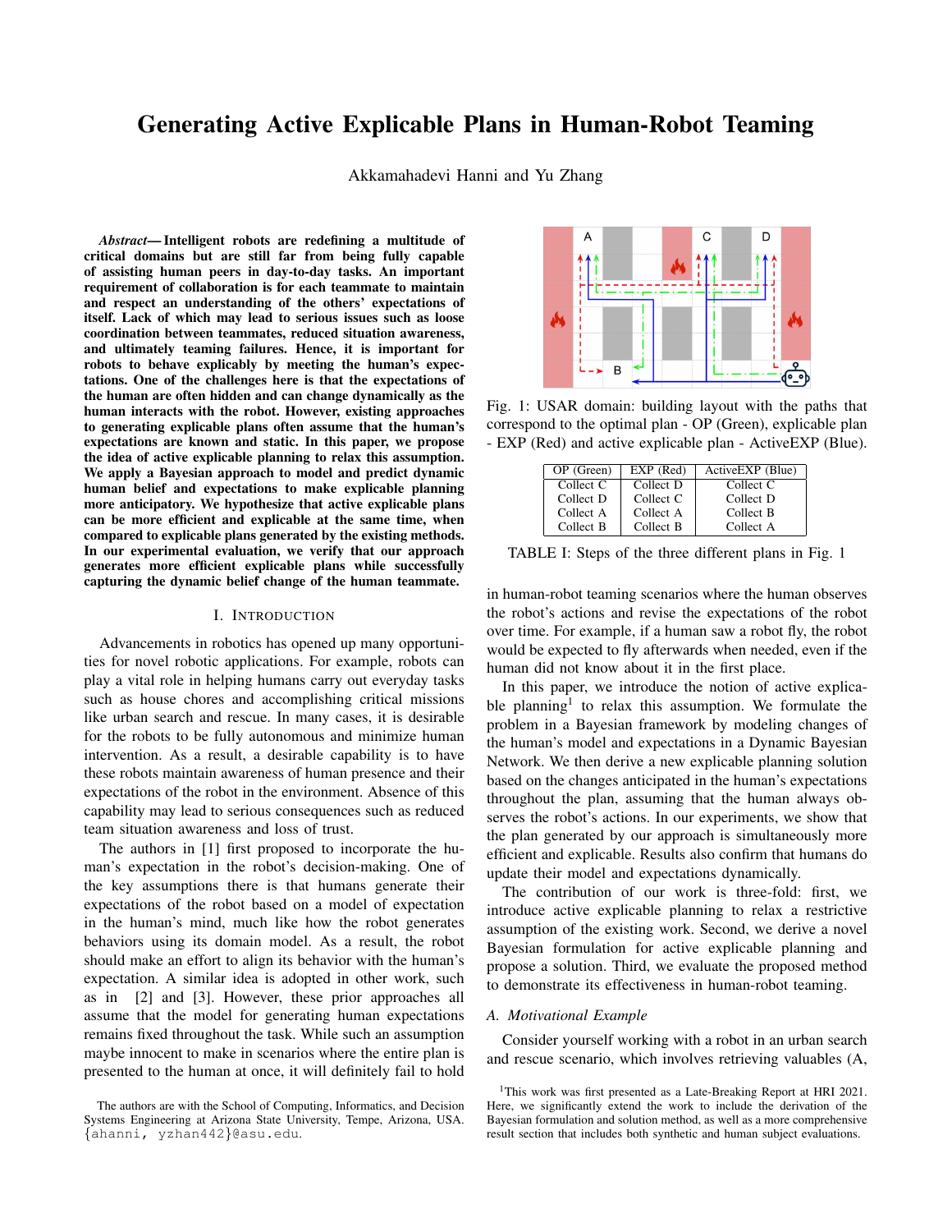# Generating Active Explicable Plans in Human-Robot Teaming

Akkamahadevi Hanni and Yu Zhang

***Abstract*— Intelligent robots are redefining a multitude of critical domains but are still far from being fully capable of assisting human peers in day-to-day tasks. An important requirement of collaboration is for each teammate to maintain and respect an understanding of the others' expectations of itself. Lack of which may lead to serious issues such as loose coordination between teammates, reduced situation awareness, and ultimately teaming failures. Hence, it is important for robots to behave explicably by meeting the human's expectations. One of the challenges here is that the expectations of the human are often hidden and can change dynamically as the human interacts with the robot. However, existing approaches to generating explicable plans often assume that the human's expectations are known and static. In this paper, we propose the idea of active explicable planning to relax this assumption. We apply a Bayesian approach to model and predict dynamic human belief and expectations to make explicable planning more anticipatory. We hypothesize that active explicable plans can be more efficient and explicable at the same time, when compared to explicable plans generated by the existing methods. In our experimental evaluation, we verify that our approach generates more efficient explicable plans while successfully capturing the dynamic belief change of the human teammate.**

## I. Introduction

Advancements in robotics has opened up many opportunities for novel robotic applications. For example, robots can play a vital role in helping humans carry out everyday tasks such as house chores and accomplishing critical missions like urban search and rescue. In many cases, it is desirable for the robots to be fully autonomous and minimize human intervention. As a result, a desirable capability is to have these robots maintain awareness of human presence and their expectations of the robot in the environment. Absence of this capability may lead to serious consequences such as reduced team situation awareness and loss of trust.

The authors in [1] first proposed to incorporate the human's expectation in the robot's decision-making. One of the key assumptions there is that humans generate their expectations of the robot based on a model of expectation in the human's mind, much like how the robot generates behaviors using its domain model. As a result, the robot should make an effort to align its behavior with the human's expectation. A similar idea is adopted in other work, such as in [2] and [3]. However, these prior approaches all assume that the model for generating human expectations remains fixed throughout the task. While such an assumption maybe innocent to make in scenarios where the entire plan is presented to the human at once, it will definitely fail to hold in human-robot teaming scenarios where the human observes the robot's actions and revise the expectations of the robot over time. For example, if a human saw a robot fly, the robot would be expected to fly afterwards when needed, even if the human did not know about it in the first place.

Fig. 1: USAR domain: building layout with the paths that correspond to the optimal plan - OP (Green), explicable plan - EXP (Red) and active explicable plan - ActiveEXP (Blue).

| OP (Green) | EXP (Red) | ActiveEXP (Blue) |
|---|---|---|
| Collect C | Collect D | Collect C |
| Collect D | Collect C | Collect D |
| Collect A | Collect A | Collect B |
| Collect B | Collect B | Collect A |

TABLE I: Steps of the three different plans in Fig. 1

In this paper, we introduce the notion of active explicable planning[1] to relax this assumption. We formulate the problem in a Bayesian framework by modeling changes of the human's model and expectations in a Dynamic Bayesian Network. We then derive a new explicable planning solution based on the changes anticipated in the human's expectations throughout the plan, assuming that the human always observes the robot's actions. In our experiments, we show that the plan generated by our approach is simultaneously more efficient and explicable. Results also confirm that humans do update their model and expectations dynamically.

The contribution of our work is three-fold: first, we introduce active explicable planning to relax a restrictive assumption of the existing work. Second, we derive a novel Bayesian formulation for active explicable planning and propose a solution. Third, we evaluate the proposed method to demonstrate its effectiveness in human-robot teaming.

### A. Motivational Example

Consider yourself working with a robot in an urban search and rescue scenario, which involves retrieving valuables (A,

---

The authors are with the School of Computing, Informatics, and Decision Systems Engineering at Arizona State University, Tempe, Arizona, USA. {ahanni, yzhan442}@asu.edu.

[1]This work was first presented as a Late-Breaking Report at HRI 2021. Here, we significantly extend the work to include the derivation of the Bayesian formulation and solution method, as well as a more comprehensive result section that includes both synthetic and human subject evaluations.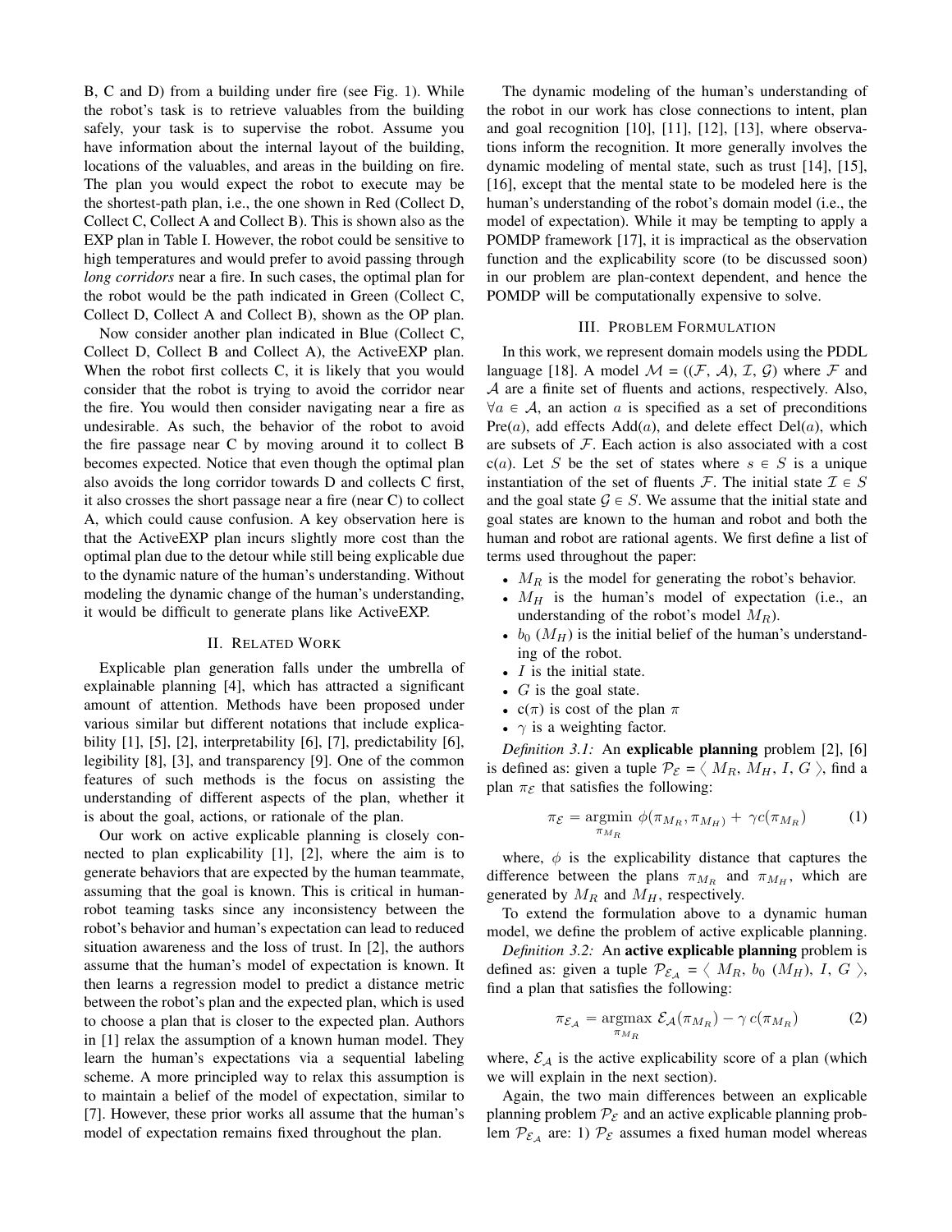B, C and D) from a building under fire (see Fig. 1). While the robot's task is to retrieve valuables from the building safely, your task is to supervise the robot. Assume you have information about the internal layout of the building, locations of the valuables, and areas in the building on fire. The plan you would expect the robot to execute may be the shortest-path plan, i.e., the one shown in Red (Collect D, Collect C, Collect A and Collect B). This is shown also as the EXP plan in Table I. However, the robot could be sensitive to high temperatures and would prefer to avoid passing through *long corridors* near a fire. In such cases, the optimal plan for the robot would be the path indicated in Green (Collect C, Collect D, Collect A and Collect B), shown as the OP plan.

Now consider another plan indicated in Blue (Collect C, Collect D, Collect B and Collect A), the ActiveEXP plan. When the robot first collects C, it is likely that you would consider that the robot is trying to avoid the corridor near the fire. You would then consider navigating near a fire as undesirable. As such, the behavior of the robot to avoid the fire passage near C by moving around it to collect B becomes expected. Notice that even though the optimal plan also avoids the long corridor towards D and collects C first, it also crosses the short passage near a fire (near C) to collect A, which could cause confusion. A key observation here is that the ActiveEXP plan incurs slightly more cost than the optimal plan due to the detour while still being explicable due to the dynamic nature of the human's understanding. Without modeling the dynamic change of the human's understanding, it would be difficult to generate plans like ActiveEXP.

## II. Related Work

Explicable plan generation falls under the umbrella of explainable planning [4], which has attracted a significant amount of attention. Methods have been proposed under various similar but different notations that include explicability [1], [5], [2], interpretability [6], [7], predictability [6], legibility [8], [3], and transparency [9]. One of the common features of such methods is the focus on assisting the understanding of different aspects of the plan, whether it is about the goal, actions, or rationale of the plan.

Our work on active explicable planning is closely connected to plan explicability [1], [2], where the aim is to generate behaviors that are expected by the human teammate, assuming that the goal is known. This is critical in human-robot teaming tasks since any inconsistency between the robot's behavior and human's expectation can lead to reduced situation awareness and the loss of trust. In [2], the authors assume that the human's model of expectation is known. It then learns a regression model to predict a distance metric between the robot's plan and the expected plan, which is used to choose a plan that is closer to the expected plan. Authors in [1] relax the assumption of a known human model. They learn the human's expectations via a sequential labeling scheme. A more principled way to relax this assumption is to maintain a belief of the model of expectation, similar to [7]. However, these prior works all assume that the human's model of expectation remains fixed throughout the plan.

The dynamic modeling of the human's understanding of the robot in our work has close connections to intent, plan and goal recognition [10], [11], [12], [13], where observations inform the recognition. It more generally involves the dynamic modeling of mental state, such as trust [14], [15], [16], except that the mental state to be modeled here is the human's understanding of the robot's domain model (i.e., the model of expectation). While it may be tempting to apply a POMDP framework [17], it is impractical as the observation function and the explicability score (to be discussed soon) in our problem are plan-context dependent, and hence the POMDP will be computationally expensive to solve.

## III. Problem Formulation

In this work, we represent domain models using the PDDL language [18]. A model $\mathcal{M} = ((\mathcal{F}, \mathcal{A}), \mathcal{I}, \mathcal{G})$ where $\mathcal{F}$ and $\mathcal{A}$ are a finite set of fluents and actions, respectively. Also, $\forall a \in \mathcal{A}$, an action $a$ is specified as a set of preconditions Pre($a$), add effects Add($a$), and delete effect Del($a$), which are subsets of $\mathcal{F}$. Each action is also associated with a cost c($a$). Let $S$ be the set of states where $s \in S$ is a unique instantiation of the set of fluents $\mathcal{F}$. The initial state $\mathcal{I} \in S$ and the goal state $\mathcal{G} \in S$. We assume that the initial state and goal states are known to the human and robot and both the human and robot are rational agents. We first define a list of terms used throughout the paper:

- $M_R$ is the model for generating the robot's behavior.
- $M_H$ is the human's model of expectation (i.e., an understanding of the robot's model $M_R$).
- $b_0$ ($M_H$) is the initial belief of the human's understanding of the robot.
- $I$ is the initial state.
- $G$ is the goal state.
- c($\pi$) is cost of the plan $\pi$
- $\gamma$ is a weighting factor.

*Definition 3.1:* An **explicable planning** problem [2], [6] is defined as: given a tuple $\mathcal{P}_{\mathcal{E}} = \langle M_R, M_H, I, G \rangle$, find a plan $\pi_{\mathcal{E}}$ that satisfies the following:

$$\pi_{\mathcal{E}} = \underset{\pi_{M_R}}{\operatorname{argmin}}\ \phi(\pi_{M_R}, \pi_{M_H}) + \gamma c(\pi_{M_R}) \tag{1}$$

where, $\phi$ is the explicability distance that captures the difference between the plans $\pi_{M_R}$ and $\pi_{M_H}$, which are generated by $M_R$ and $M_H$, respectively.

To extend the formulation above to a dynamic human model, we define the problem of active explicable planning.

*Definition 3.2:* An **active explicable planning** problem is defined as: given a tuple $\mathcal{P}_{\mathcal{E}_\mathcal{A}} = \langle M_R, b_0 (M_H), I, G \rangle$, find a plan that satisfies the following:

$$\pi_{\mathcal{E}_\mathcal{A}} = \underset{\pi_{M_R}}{\operatorname{argmax}}\ \mathcal{E}_\mathcal{A}(\pi_{M_R}) - \gamma\, c(\pi_{M_R}) \tag{2}$$

where, $\mathcal{E}_\mathcal{A}$ is the active explicability score of a plan (which we will explain in the next section).

Again, the two main differences between an explicable planning problem $\mathcal{P}_{\mathcal{E}}$ and an active explicable planning problem $\mathcal{P}_{\mathcal{E}_\mathcal{A}}$ are: 1) $\mathcal{P}_{\mathcal{E}}$ assumes a fixed human model whereas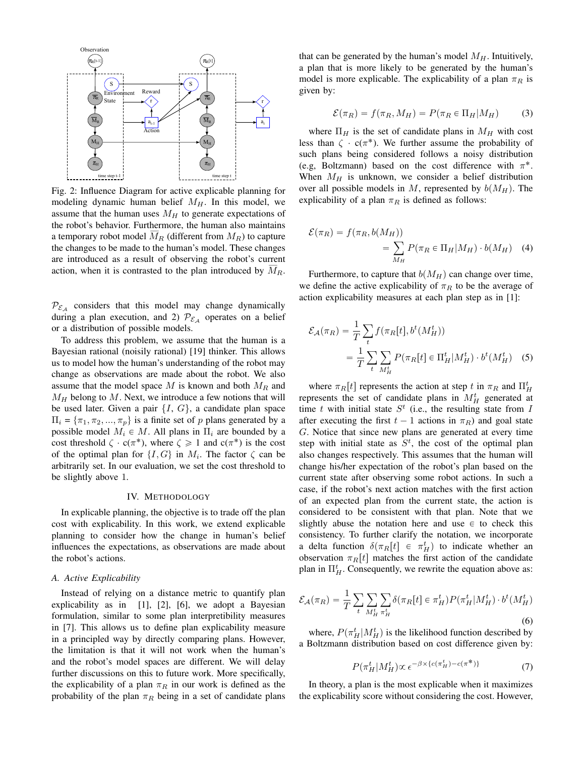Fig. 2: Influence Diagram for active explicable planning for modeling dynamic human belief $M_H$. In this model, we assume that the human uses $M_H$ to generate expectations of the robot's behavior. Furthermore, the human also maintains a temporary robot model $\overline{M}_R$ (different from $M_R$) to capture the changes to be made to the human's model. These changes are introduced as a result of observing the robot's current action, when it is contrasted to the plan introduced by $\overline{M}_R$.

$\mathcal{P}_{\mathcal{E}_\mathcal{A}}$ considers that this model may change dynamically during a plan execution, and 2) $\mathcal{P}_{\mathcal{E}_\mathcal{A}}$ operates on a belief or a distribution of possible models.

To address this problem, we assume that the human is a Bayesian rational (noisily rational) [19] thinker. This allows us to model how the human's understanding of the robot may change as observations are made about the robot. We also assume that the model space $M$ is known and both $M_R$ and $M_H$ belong to $M$. Next, we introduce a few notions that will be used later. Given a pair $\{I, G\}$, a candidate plan space $\Pi_i = \{\pi_1, \pi_2, ..., \pi_p\}$ is a finite set of $p$ plans generated by a possible model $M_i \in M$. All plans in $\Pi_i$ are bounded by a cost threshold $\zeta \cdot c(\pi^*)$, where $\zeta \geqslant 1$ and $c(\pi^*)$ is the cost of the optimal plan for $\{I, G\}$ in $M_i$. The factor $\zeta$ can be arbitrarily set. In our evaluation, we set the cost threshold to be slightly above 1.

## IV. Methodology

In explicable planning, the objective is to trade off the plan cost with explicability. In this work, we extend explicable planning to consider how the change in human's belief influences the expectations, as observations are made about the robot's actions.

### A. Active Explicability

Instead of relying on a distance metric to quantify plan explicability as in [1], [2], [6], we adopt a Bayesian formulation, similar to some plan interpretibility measures in [7]. This allows us to define plan explicability measure in a principled way by directly comparing plans. However, the limitation is that it will not work when the human's and the robot's model spaces are different. We will delay further discussions on this to future work. More specifically, the explicability of a plan $\pi_R$ in our work is defined as the probability of the plan $\pi_R$ being in a set of candidate plans that can be generated by the human's model $M_H$. Intuitively, a plan that is more likely to be generated by the human's model is more explicable. The explicability of a plan $\pi_R$ is given by:

$$\mathcal{E}(\pi_R) = f(\pi_R, M_H) = P(\pi_R \in \Pi_H | M_H) \tag{3}$$

where $\Pi_H$ is the set of candidate plans in $M_H$ with cost less than $\zeta \cdot c(\pi^*)$. We further assume the probability of such plans being considered follows a noisy distribution (e.g, Boltzmann) based on the cost difference with $\pi^*$. When $M_H$ is unknown, we consider a belief distribution over all possible models in $M$, represented by $b(M_H)$. The explicability of a plan $\pi_R$ is defined as follows:

$$\begin{aligned}\mathcal{E}(\pi_R) &= f(\pi_R, b(M_H)) \\ &= \sum_{M_H} P(\pi_R \in \Pi_H | M_H) \cdot b(M_H)\end{aligned} \tag{4}$$

Furthermore, to capture that $b(M_H)$ can change over time, we define the active explicability of $\pi_R$ to be the average of action explicability measures at each plan step as in [1]:

$$\begin{aligned}\mathcal{E}_\mathcal{A}(\pi_R) &= \frac{1}{T} \sum_t f(\pi_R[t], b^t(M_H^t)) \\ &= \frac{1}{T} \sum_t \sum_{M_H^t} P(\pi_R[t] \in \Pi_H^t | M_H^t) \cdot b^t(M_H^t)\end{aligned} \tag{5}$$

where $\pi_R[t]$ represents the action at step $t$ in $\pi_R$ and $\Pi_H^t$ represents the set of candidate plans in $M_H^t$ generated at time $t$ with initial state $S^t$ (i.e., the resulting state from $I$ after executing the first $t-1$ actions in $\pi_R$) and goal state $G$. Notice that since new plans are generated at every time step with initial state as $S^t$, the cost of the optimal plan also changes respectively. This assumes that the human will change his/her expectation of the robot's plan based on the current state after observing some robot actions. In such a case, if the robot's next action matches with the first action of an expected plan from the current state, the action is considered to be consistent with that plan. Note that we slightly abuse the notation here and use $\in$ to check this consistency. To further clarify the notation, we incorporate a delta function $\delta(\pi_R[t] \in \pi_H^t)$ to indicate whether an observation $\pi_R[t]$ matches the first action of the candidate plan in $\Pi_H^t$. Consequently, we rewrite the equation above as:

$$\mathcal{E}_\mathcal{A}(\pi_R) = \frac{1}{T} \sum_t \sum_{M_H^t} \sum_{\pi_H^t} \delta(\pi_R[t] \in \pi_H^t) P(\pi_H^t | M_H^t) \cdot b^t(M_H^t) \tag{6}$$

where, $P(\pi_H^t | M_H^t)$ is the likelihood function described by a Boltzmann distribution based on cost difference given by:

$$P(\pi_H^t | M_H^t) \propto \epsilon^{-\beta \times \{c(\pi_H^t) - c(\pi^*)\}} \tag{7}$$

In theory, a plan is the most explicable when it maximizes the explicability score without considering the cost. However,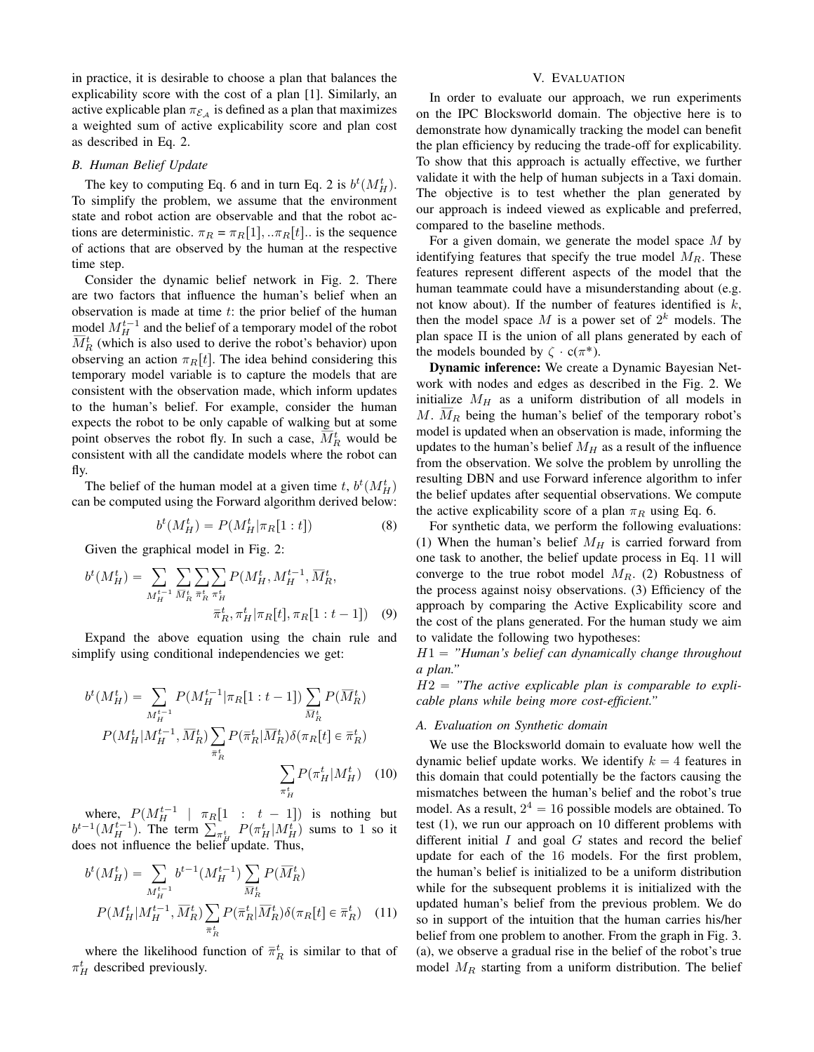in practice, it is desirable to choose a plan that balances the explicability score with the cost of a plan [1]. Similarly, an active explicable plan $\pi_{\mathcal{E}_A}$ is defined as a plan that maximizes a weighted sum of active explicability score and plan cost as described in Eq. 2.

### B. Human Belief Update

The key to computing Eq. 6 and in turn Eq. 2 is $b^t(M_H^t)$. To simplify the problem, we assume that the environment state and robot action are observable and that the robot actions are deterministic. $\pi_R = \pi_R[1], ..\pi_R[t]..$ is the sequence of actions that are observed by the human at the respective time step.

Consider the dynamic belief network in Fig. 2. There are two factors that influence the human's belief when an observation is made at time $t$: the prior belief of the human model $M_H^{t-1}$ and the belief of a temporary model of the robot $\overline{M}_R^t$ (which is also used to derive the robot's behavior) upon observing an action $\pi_R[t]$. The idea behind considering this temporary model variable is to capture the models that are consistent with the observation made, which inform updates to the human's belief. For example, consider the human expects the robot to be only capable of walking but at some point observes the robot fly. In such a case, $\overline{M}_R^t$ would be consistent with all the candidate models where the robot can fly.

The belief of the human model at a given time $t$, $b^t(M_H^t)$ can be computed using the Forward algorithm derived below:

$$b^t(M_H^t) = P(M_H^t|\pi_R[1:t]) \quad (8)$$

Given the graphical model in Fig. 2:

$$b^t(M_H^t) = \sum_{M_H^{t-1}} \sum_{\overline{M}_R^t} \sum_{\overline{\pi}_R^t} \sum_{\pi_H^t} P(M_H^t, M_H^{t-1}, \overline{M}_R^t, \overline{\pi}_R^t, \pi_H^t | \pi_R[t], \pi_R[1:t-1]) \quad (9)$$

Expand the above equation using the chain rule and simplify using conditional independencies we get:

$$b^t(M_H^t) = \sum_{M_H^{t-1}} P(M_H^{t-1}|\pi_R[1:t-1]) \sum_{\overline{M}_R^t} P(\overline{M}_R^t) P(M_H^t|M_H^{t-1}, \overline{M}_R^t) \sum_{\overline{\pi}_R^t} P(\overline{\pi}_R^t|\overline{M}_R^t) \delta(\pi_R[t] \in \overline{\pi}_R^t) \sum_{\pi_H^t} P(\pi_H^t|M_H^t) \quad (10)$$

where, $P(M_H^{t-1} \mid \pi_R[1 : t-1])$ is nothing but $b^{t-1}(M_H^{t-1})$. The term $\sum_{\pi_H^t} P(\pi_H^t|M_H^t)$ sums to 1 so it does not influence the belief update. Thus,

$$b^t(M_H^t) = \sum_{M_H^{t-1}} b^{t-1}(M_H^{t-1}) \sum_{\overline{M}_R^t} P(\overline{M}_R^t) P(M_H^t|M_H^{t-1}, \overline{M}_R^t) \sum_{\overline{\pi}_R^t} P(\overline{\pi}_R^t|\overline{M}_R^t) \delta(\pi_R[t] \in \overline{\pi}_R^t) \quad (11)$$

where the likelihood function of $\overline{\pi}_R^t$ is similar to that of $\pi_H^t$ described previously.

## V. Evaluation

In order to evaluate our approach, we run experiments on the IPC Blocksworld domain. The objective here is to demonstrate how dynamically tracking the model can benefit the plan efficiency by reducing the trade-off for explicability. To show that this approach is actually effective, we further validate it with the help of human subjects in a Taxi domain. The objective is to test whether the plan generated by our approach is indeed viewed as explicable and preferred, compared to the baseline methods.

For a given domain, we generate the model space $M$ by identifying features that specify the true model $M_R$. These features represent different aspects of the model that the human teammate could have a misunderstanding about (e.g. not know about). If the number of features identified is $k$, then the model space $M$ is a power set of $2^k$ models. The plan space $\Pi$ is the union of all plans generated by each of the models bounded by $\zeta \cdot c(\pi^*)$.

**Dynamic inference:** We create a Dynamic Bayesian Network with nodes and edges as described in the Fig. 2. We initialize $M_H$ as a uniform distribution of all models in $M$. $\overline{M}_R$ being the human's belief of the temporary robot's model is updated when an observation is made, informing the updates to the human's belief $M_H$ as a result of the influence from the observation. We solve the problem by unrolling the resulting DBN and use Forward inference algorithm to infer the belief updates after sequential observations. We compute the active explicability score of a plan $\pi_R$ using Eq. 6.

For synthetic data, we perform the following evaluations: (1) When the human's belief $M_H$ is carried forward from one task to another, the belief update process in Eq. 11 will converge to the true robot model $M_R$. (2) Robustness of the process against noisy observations. (3) Efficiency of the approach by comparing the Active Explicability score and the cost of the plans generated. For the human study we aim to validate the following two hypotheses:

$H1$ = *"Human's belief can dynamically change throughout a plan."*

$H2$ = *"The active explicable plan is comparable to explicable plans while being more cost-efficient."*

### A. Evaluation on Synthetic domain

We use the Blocksworld domain to evaluate how well the dynamic belief update works. We identify $k = 4$ features in this domain that could potentially be the factors causing the mismatches between the human's belief and the robot's true model. As a result, $2^4 = 16$ possible models are obtained. To test (1), we run our approach on 10 different problems with different initial $I$ and goal $G$ states and record the belief update for each of the 16 models. For the first problem, the human's belief is initialized to be a uniform distribution while for the subsequent problems it is initialized with the updated human's belief from the previous problem. We do so in support of the intuition that the human carries his/her belief from one problem to another. From the graph in Fig. 3. (a), we observe a gradual rise in the belief of the robot's true model $M_R$ starting from a uniform distribution. The belief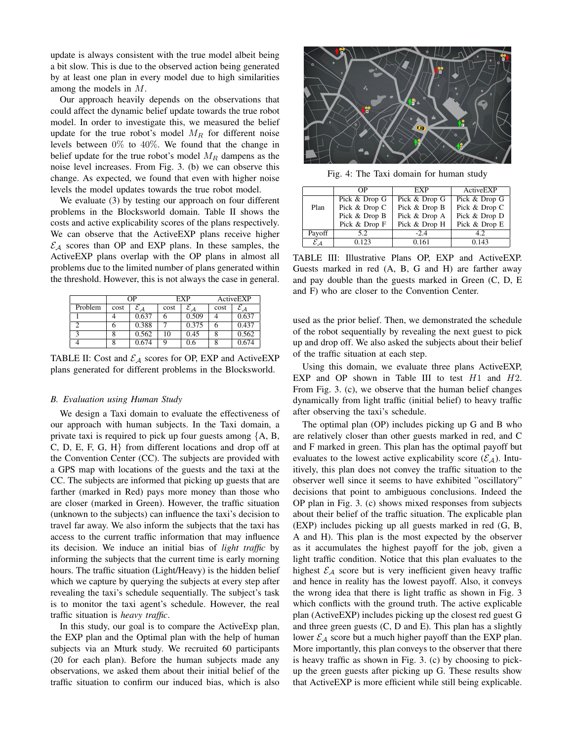update is always consistent with the true model albeit being a bit slow. This is due to the observed action being generated by at least one plan in every model due to high similarities among the models in $M$.

Our approach heavily depends on the observations that could affect the dynamic belief update towards the true robot model. In order to investigate this, we measured the belief update for the true robot's model $M_R$ for different noise levels between $0\%$ to $40\%$. We found that the change in belief update for the true robot's model $M_R$ dampens as the noise level increases. From Fig. 3. (b) we can observe this change. As expected, we found that even with higher noise levels the model updates towards the true robot model.

We evaluate (3) by testing our approach on four different problems in the Blocksworld domain. Table II shows the costs and active explicability scores of the plans respectively. We can observe that the ActiveEXP plans receive higher $\mathcal{E}_\mathcal{A}$ scores than OP and EXP plans. In these samples, the ActiveEXP plans overlap with the OP plans in almost all problems due to the limited number of plans generated within the threshold. However, this is not always the case in general.

| | OP | | EXP | | ActiveEXP | |
|---|---|---|---|---|---|---|
| Problem | cost | $\mathcal{E}_\mathcal{A}$ | cost | $\mathcal{E}_\mathcal{A}$ | cost | $\mathcal{E}_\mathcal{A}$ |
| 1 | 4 | 0.637 | 6 | 0.509 | 4 | 0.637 |
| 2 | 6 | 0.388 | 7 | 0.375 | 6 | 0.437 |
| 3 | 8 | 0.562 | 10 | 0.45 | 8 | 0.562 |
| 4 | 8 | 0.674 | 9 | 0.6 | 8 | 0.674 |

TABLE II: Cost and $\mathcal{E}_\mathcal{A}$ scores for OP, EXP and ActiveEXP plans generated for different problems in the Blocksworld.

### B. Evaluation using Human Study

We design a Taxi domain to evaluate the effectiveness of our approach with human subjects. In the Taxi domain, a private taxi is required to pick up four guests among {A, B, C, D, E, F, G, H} from different locations and drop off at the Convention Center (CC). The subjects are provided with a GPS map with locations of the guests and the taxi at the CC. The subjects are informed that picking up guests that are farther (marked in Red) pays more money than those who are closer (marked in Green). However, the traffic situation (unknown to the subjects) can influence the taxi's decision to travel far away. We also inform the subjects that the taxi has access to the current traffic information that may influence its decision. We induce an initial bias of *light traffic* by informing the subjects that the current time is early morning hours. The traffic situation (Light/Heavy) is the hidden belief which we capture by querying the subjects at every step after revealing the taxi's schedule sequentially. The subject's task is to monitor the taxi agent's schedule. However, the real traffic situation is *heavy traffic*.

In this study, our goal is to compare the ActiveExp plan, the EXP plan and the Optimal plan with the help of human subjects via an Mturk study. We recruited 60 participants (20 for each plan). Before the human subjects made any observations, we asked them about their initial belief of the traffic situation to confirm our induced bias, which is also used as the prior belief. Then, we demonstrated the schedule of the robot sequentially by revealing the next guest to pick up and drop off. We also asked the subjects about their belief of the traffic situation at each step.

Fig. 4: The Taxi domain for human study

| | OP | EXP | ActiveEXP |
|---|---|---|---|
| Plan | Pick & Drop G<br>Pick & Drop C<br>Pick & Drop B<br>Pick & Drop F | Pick & Drop G<br>Pick & Drop B<br>Pick & Drop A<br>Pick & Drop H | Pick & Drop G<br>Pick & Drop C<br>Pick & Drop D<br>Pick & Drop E |
| Payoff | 5.2 | -2.4 | 4.2 |
| $\mathcal{E}_\mathcal{A}$ | 0.123 | 0.161 | 0.143 |

TABLE III: Illustrative Plans OP, EXP and ActiveEXP. Guests marked in red (A, B, G and H) are farther away and pay double than the guests marked in Green (C, D, E and F) who are closer to the Convention Center.

Using this domain, we evaluate three plans ActiveEXP, EXP and OP shown in Table III to test $H1$ and $H2$. From Fig. 3. (c), we observe that the human belief changes dynamically from light traffic (initial belief) to heavy traffic after observing the taxi's schedule.

The optimal plan (OP) includes picking up G and B who are relatively closer than other guests marked in red, and C and F marked in green. This plan has the optimal payoff but evaluates to the lowest active explicability score ($\mathcal{E}_\mathcal{A}$). Intuitively, this plan does not convey the traffic situation to the observer well since it seems to have exhibited "oscillatory" decisions that point to ambiguous conclusions. Indeed the OP plan in Fig. 3. (c) shows mixed responses from subjects about their belief of the traffic situation. The explicable plan (EXP) includes picking up all guests marked in red (G, B, A and H). This plan is the most expected by the observer as it accumulates the highest payoff for the job, given a light traffic condition. Notice that this plan evaluates to the highest $\mathcal{E}_\mathcal{A}$ score but is very inefficient given heavy traffic and hence in reality has the lowest payoff. Also, it conveys the wrong idea that there is light traffic as shown in Fig. 3 which conflicts with the ground truth. The active explicable plan (ActiveEXP) includes picking up the closest red guest G and three green guests (C, D and E). This plan has a slightly lower $\mathcal{E}_\mathcal{A}$ score but a much higher payoff than the EXP plan. More importantly, this plan conveys to the observer that there is heavy traffic as shown in Fig. 3. (c) by choosing to pick-up the green guests after picking up G. These results show that ActiveEXP is more efficient while still being explicable.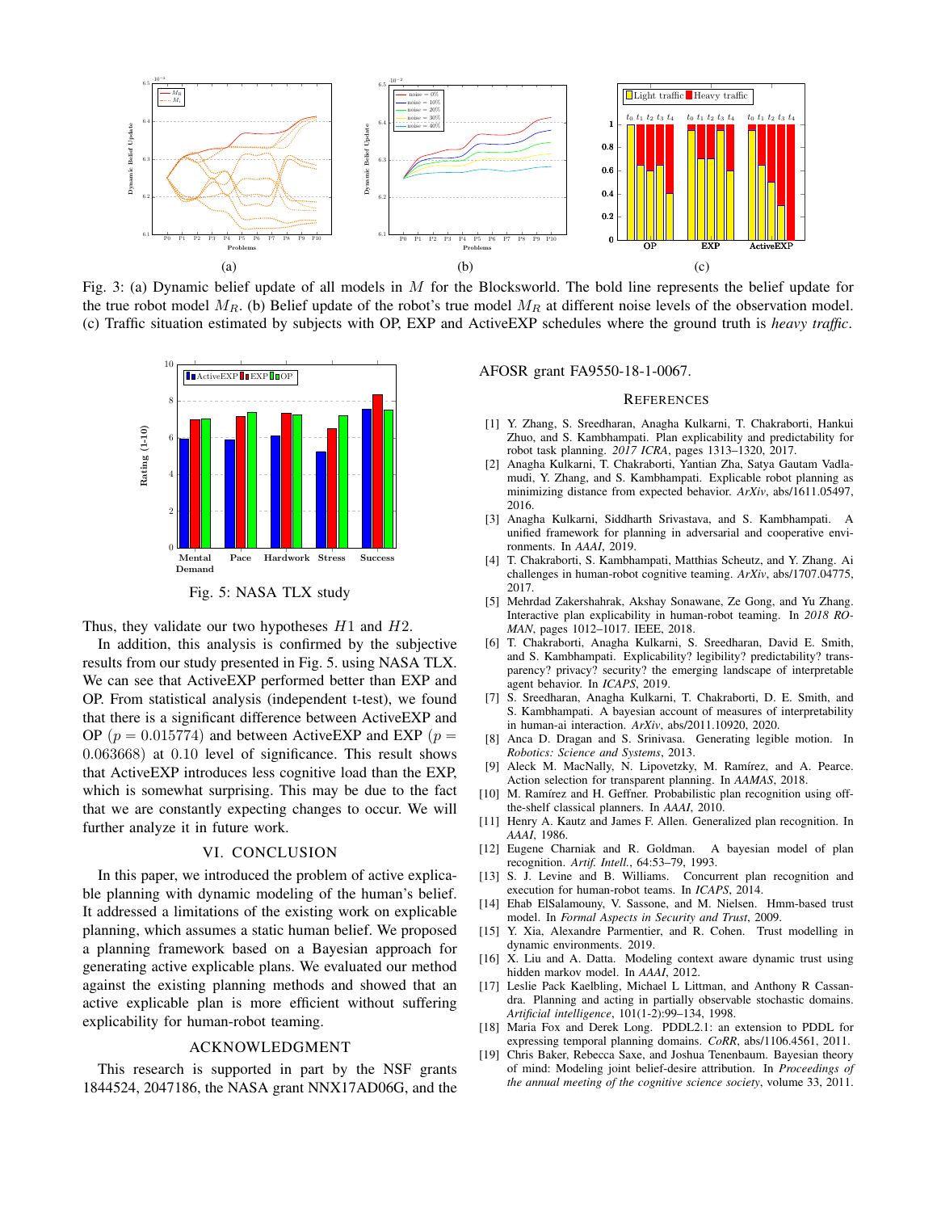$10^{-2}$
6.5
6.4
6.3
6.2
6.1
Dynamic Belief Update
$M_R$
$M_i$
P0 P1 P2 P3 P4 P5 P6 P7 P8 P9 P10
Problems

(a)

$10^{-2}$
6.5
6.4
6.3
6.2
6.1
Dynamic Belief Update
noise = 0%
noise = 10%
noise = 20%
noise = 30%
noise = 40%
P0 P1 P2 P3 P4 P5 P6 P7 P8 P9 P10
Problems

(b)

Light traffic Heavy traffic
$t_0$ $t_1$ $t_2$ $t_3$ $t_4$ $t_0$ $t_1$ $t_2$ $t_3$ $t_4$ $t_0$ $t_1$ $t_2$ $t_3$ $t_4$
1
0.8
0.6
0.4
0.2
0
OP EXP ActiveEXP

(c)

Fig. 3: (a) Dynamic belief update of all models in $M$ for the Blocksworld. The bold line represents the belief update for the true robot model $M_R$. (b) Belief update of the robot's true model $M_R$ at different noise levels of the observation model. (c) Traffic situation estimated by subjects with OP, EXP and ActiveEXP schedules where the ground truth is *heavy traffic*.

10
8
6
4
2
0
Rating (1-10)
ActiveEXP EXP OP
Mental Demand
Pace
Hardwork
Stress
Success

Fig. 5: NASA TLX study

Thus, they validate our two hypotheses $H1$ and $H2$.

In addition, this analysis is confirmed by the subjective results from our study presented in Fig. 5. using NASA TLX. We can see that ActiveEXP performed better than EXP and OP. From statistical analysis (independent t-test), we found that there is a significant difference between ActiveEXP and OP ($p = 0.015774$) and between ActiveEXP and EXP ($p = 0.063668$) at $0.10$ level of significance. This result shows that ActiveEXP introduces less cognitive load than the EXP, which is somewhat surprising. This may be due to the fact that we are constantly expecting changes to occur. We will further analyze it in future work.

## VI. Conclusion

In this paper, we introduced the problem of active explicable planning with dynamic modeling of the human's belief. It addressed a limitations of the existing work on explicable planning, which assumes a static human belief. We proposed a planning framework based on a Bayesian approach for generating active explicable plans. We evaluated our method against the existing planning methods and showed that an active explicable plan is more efficient without suffering explicability for human-robot teaming.

## Acknowledgment

This research is supported in part by the NSF grants 1844524, 2047186, the NASA grant NNX17AD06G, and the AFOSR grant FA9550-18-1-0067.

## References

[1] Y. Zhang, S. Sreedharan, Anagha Kulkarni, T. Chakraborti, Hankui Zhuo, and S. Kambhampati. Plan explicability and predictability for robot task planning. *2017 ICRA*, pages 1313–1320, 2017.

[2] Anagha Kulkarni, T. Chakraborti, Yantian Zha, Satya Gautam Vadlamudi, Y. Zhang, and S. Kambhampati. Explicable robot planning as minimizing distance from expected behavior. *ArXiv*, abs/1611.05497, 2016.

[3] Anagha Kulkarni, Siddharth Srivastava, and S. Kambhampati. A unified framework for planning in adversarial and cooperative environments. In *AAAI*, 2019.

[4] T. Chakraborti, S. Kambhampati, Matthias Scheutz, and Y. Zhang. Ai challenges in human-robot cognitive teaming. *ArXiv*, abs/1707.04775, 2017.

[5] Mehrdad Zakershahrak, Akshay Sonawane, Ze Gong, and Yu Zhang. Interactive plan explicability in human-robot teaming. In *2018 RO-MAN*, pages 1012–1017. IEEE, 2018.

[6] T. Chakraborti, Anagha Kulkarni, S. Sreedharan, David E. Smith, and S. Kambhampati. Explicability? legibility? predictability? transparency? privacy? security? the emerging landscape of interpretable agent behavior. In *ICAPS*, 2019.

[7] S. Sreedharan, Anagha Kulkarni, T. Chakraborti, D. E. Smith, and S. Kambhampati. A bayesian account of measures of interpretability in human-ai interaction. *ArXiv*, abs/2011.10920, 2020.

[8] Anca D. Dragan and S. Srinivasa. Generating legible motion. In *Robotics: Science and Systems*, 2013.

[9] Aleck M. MacNally, N. Lipovetzky, M. Ramírez, and A. Pearce. Action selection for transparent planning. In *AAMAS*, 2018.

[10] M. Ramírez and H. Geffner. Probabilistic plan recognition using off-the-shelf classical planners. In *AAAI*, 2010.

[11] Henry A. Kautz and James F. Allen. Generalized plan recognition. In *AAAI*, 1986.

[12] Eugene Charniak and R. Goldman. A bayesian model of plan recognition. *Artif. Intell.*, 64:53–79, 1993.

[13] S. J. Levine and B. Williams. Concurrent plan recognition and execution for human-robot teams. In *ICAPS*, 2014.

[14] Ehab ElSalamouny, V. Sassone, and M. Nielsen. Hmm-based trust model. In *Formal Aspects in Security and Trust*, 2009.

[15] Y. Xia, Alexandre Parmentier, and R. Cohen. Trust modelling in dynamic environments. 2019.

[16] X. Liu and A. Datta. Modeling context aware dynamic trust using hidden markov model. In *AAAI*, 2012.

[17] Leslie Pack Kaelbling, Michael L Littman, and Anthony R Cassandra. Planning and acting in partially observable stochastic domains. *Artificial intelligence*, 101(1-2):99–134, 1998.

[18] Maria Fox and Derek Long. PDDL2.1: an extension to PDDL for expressing temporal planning domains. *CoRR*, abs/1106.4561, 2011.

[19] Chris Baker, Rebecca Saxe, and Joshua Tenenbaum. Bayesian theory of mind: Modeling joint belief-desire attribution. In *Proceedings of the annual meeting of the cognitive science society*, volume 33, 2011.